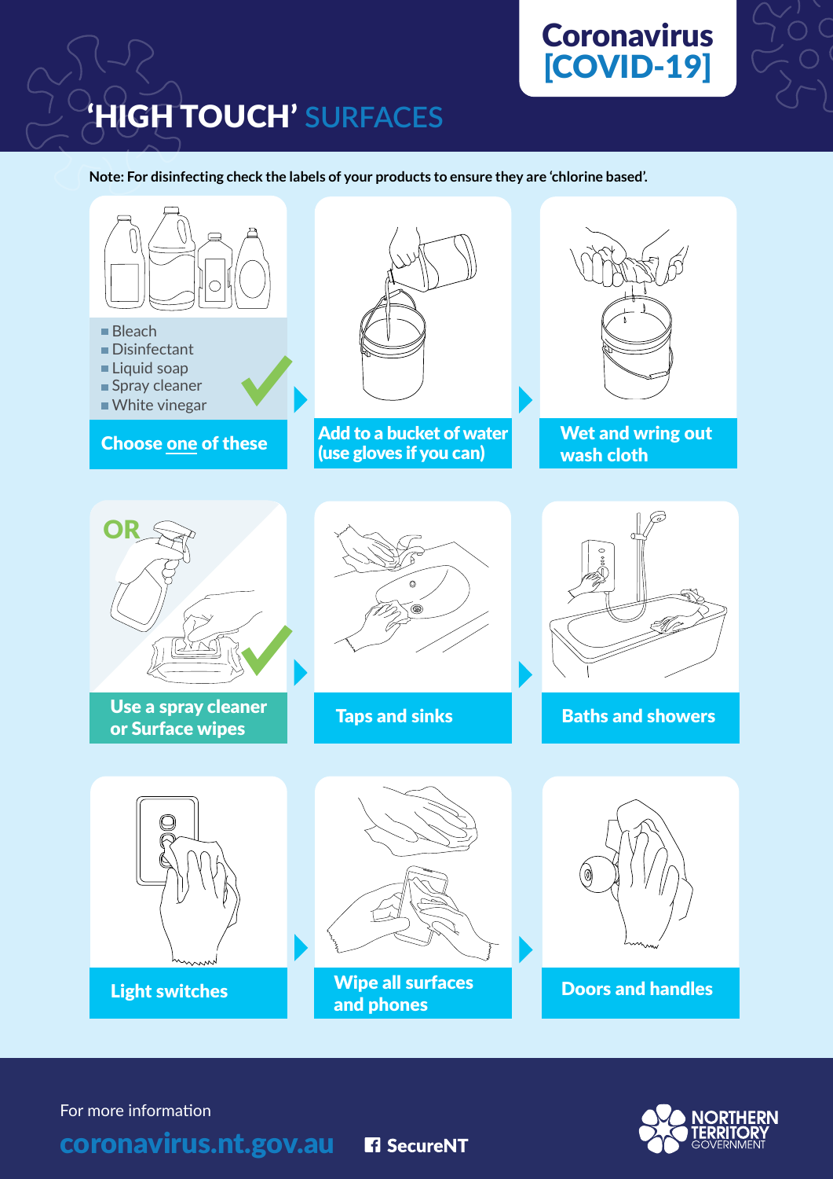# Coronavirus [COVID-19]

## 'HIGH TOUCH' SURFACES

**Note: For disinfecting check the labels of your products to ensure they are 'chlorine based'.**

- Bleach
- Disinfectant
- Liquid soap
- Spray cleaner
- White vinegar

**Choose one of these**

**Add to a bucket of water (use gloves if you can)**

**Wet and wring out wash cloth**

**OR**

**Use a spray cleaner or Surface wipes**

**Taps and sinks**

**Baths and showers**

**Light switches**

**Wipe all surfaces and phones**

**Doors and handles**

For more information

**coronavirus.nt.gov.au**

**SecureNT**

NORTHERN TERRITORY GOVERNMENT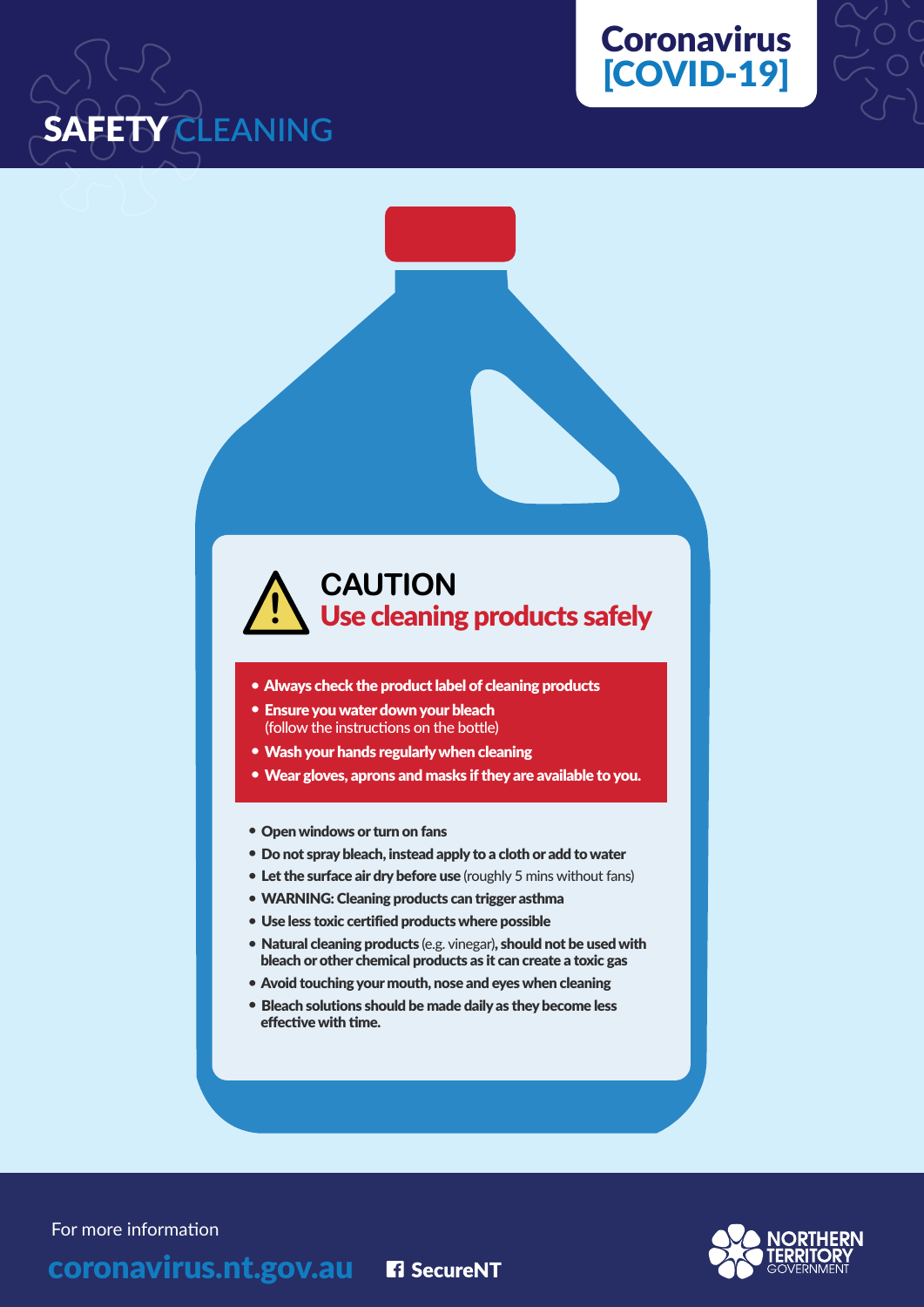# SAFETY CLEANING

**Coronavirus [COVID-19]**

## CAUTION

## Use cleaning products safely

- **Always check the product label of cleaning products**
- **Ensure you water down your bleach** (follow the instructions on the bottle)
- **Wash your hands regularly when cleaning**
- **Wear gloves, aprons and masks if they are available to you.**

- **Open windows or turn on fans**
- **Do not spray bleach, instead apply to a cloth or add to water**
- **Let the surface air dry before use** (roughly 5 mins without fans)
- **WARNING: Cleaning products can trigger asthma**
- **Use less toxic certified products where possible**
- **Natural cleaning products** (e.g. vinegar)**, should not be used with bleach or other chemical products as it can create a toxic gas**
- **Avoid touching your mouth, nose and eyes when cleaning**
- **Bleach solutions should be made daily as they become less effective with time.**

For more information

**coronavirus.nt.gov.au**

**SecureNT**

NORTHERN TERRITORY GOVERNMENT